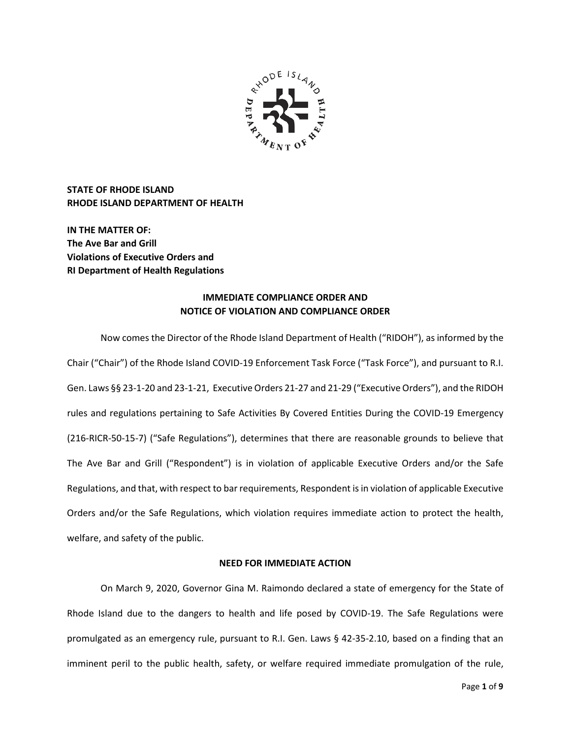**STATE OF RHODE ISLAND**
**RHODE ISLAND DEPARTMENT OF HEALTH**

**IN THE MATTER OF:**
**The Ave Bar and Grill**
**Violations of Executive Orders and**
**RI Department of Health Regulations**

## IMMEDIATE COMPLIANCE ORDER AND NOTICE OF VIOLATION AND COMPLIANCE ORDER

Now comes the Director of the Rhode Island Department of Health ("RIDOH"), as informed by the Chair ("Chair") of the Rhode Island COVID-19 Enforcement Task Force ("Task Force"), and pursuant to R.I. Gen. Laws §§ 23-1-20 and 23-1-21, Executive Orders 21-27 and 21-29 ("Executive Orders"), and the RIDOH rules and regulations pertaining to Safe Activities By Covered Entities During the COVID-19 Emergency (216-RICR-50-15-7) ("Safe Regulations"), determines that there are reasonable grounds to believe that The Ave Bar and Grill ("Respondent") is in violation of applicable Executive Orders and/or the Safe Regulations, and that, with respect to bar requirements, Respondent is in violation of applicable Executive Orders and/or the Safe Regulations, which violation requires immediate action to protect the health, welfare, and safety of the public.

### NEED FOR IMMEDIATE ACTION

On March 9, 2020, Governor Gina M. Raimondo declared a state of emergency for the State of Rhode Island due to the dangers to health and life posed by COVID-19. The Safe Regulations were promulgated as an emergency rule, pursuant to R.I. Gen. Laws § 42-35-2.10, based on a finding that an imminent peril to the public health, safety, or welfare required immediate promulgation of the rule,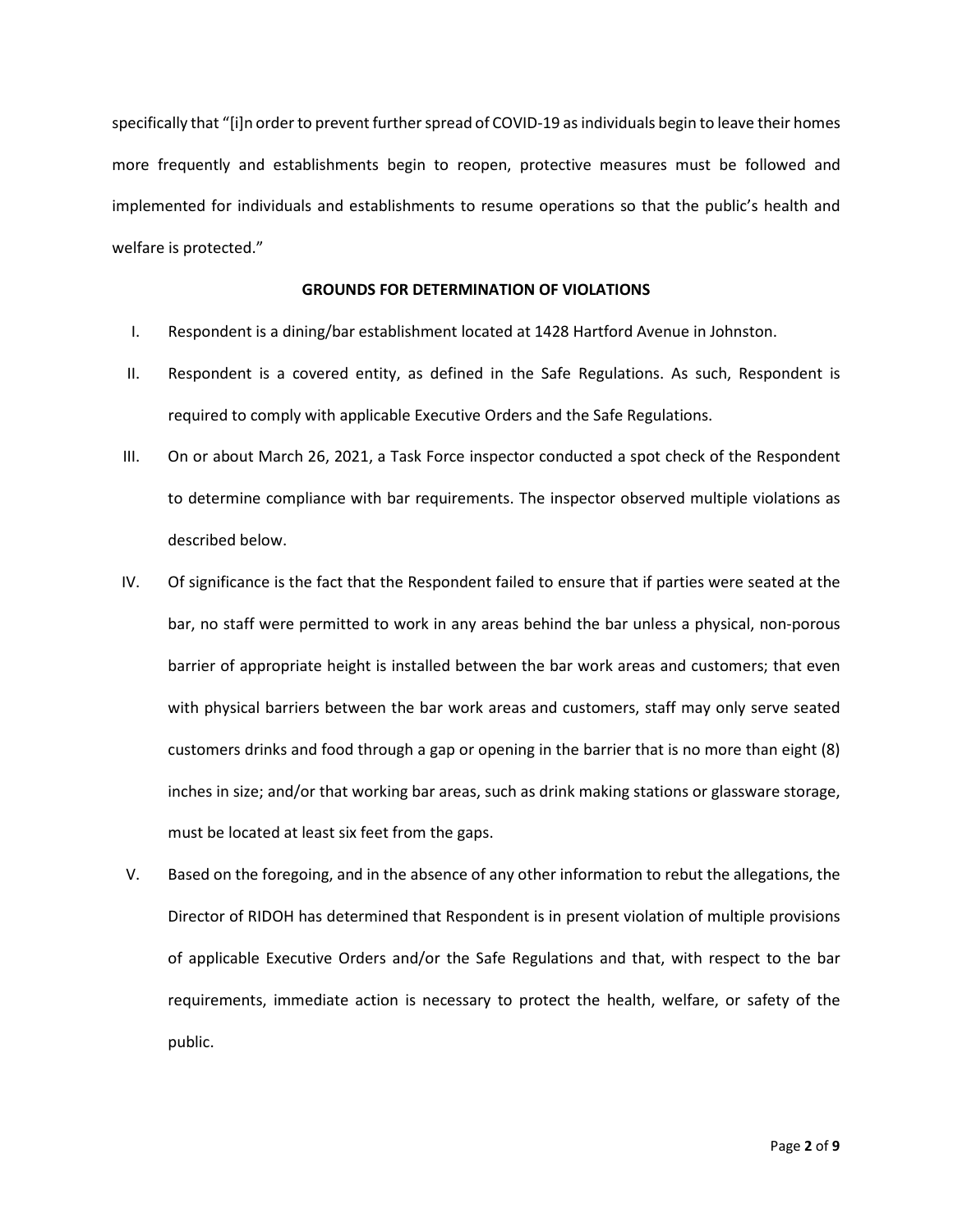specifically that "[i]n order to prevent further spread of COVID-19 as individuals begin to leave their homes more frequently and establishments begin to reopen, protective measures must be followed and implemented for individuals and establishments to resume operations so that the public's health and welfare is protected."

**GROUNDS FOR DETERMINATION OF VIOLATIONS**

I. Respondent is a dining/bar establishment located at 1428 Hartford Avenue in Johnston.

II. Respondent is a covered entity, as defined in the Safe Regulations. As such, Respondent is required to comply with applicable Executive Orders and the Safe Regulations.

III. On or about March 26, 2021, a Task Force inspector conducted a spot check of the Respondent to determine compliance with bar requirements. The inspector observed multiple violations as described below.

IV. Of significance is the fact that the Respondent failed to ensure that if parties were seated at the bar, no staff were permitted to work in any areas behind the bar unless a physical, non-porous barrier of appropriate height is installed between the bar work areas and customers; that even with physical barriers between the bar work areas and customers, staff may only serve seated customers drinks and food through a gap or opening in the barrier that is no more than eight (8) inches in size; and/or that working bar areas, such as drink making stations or glassware storage, must be located at least six feet from the gaps.

V. Based on the foregoing, and in the absence of any other information to rebut the allegations, the Director of RIDOH has determined that Respondent is in present violation of multiple provisions of applicable Executive Orders and/or the Safe Regulations and that, with respect to the bar requirements, immediate action is necessary to protect the health, welfare, or safety of the public.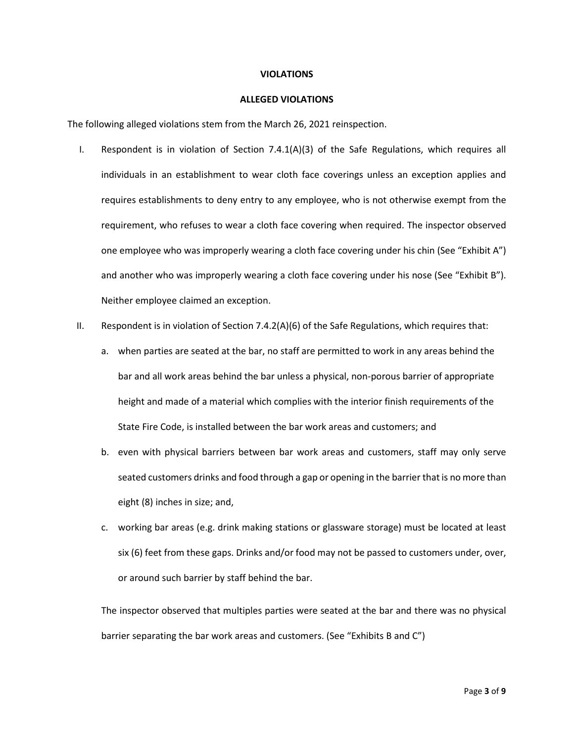**VIOLATIONS**

**ALLEGED VIOLATIONS**

The following alleged violations stem from the March 26, 2021 reinspection.

I. Respondent is in violation of Section 7.4.1(A)(3) of the Safe Regulations, which requires all individuals in an establishment to wear cloth face coverings unless an exception applies and requires establishments to deny entry to any employee, who is not otherwise exempt from the requirement, who refuses to wear a cloth face covering when required. The inspector observed one employee who was improperly wearing a cloth face covering under his chin (See "Exhibit A") and another who was improperly wearing a cloth face covering under his nose (See "Exhibit B"). Neither employee claimed an exception.

II. Respondent is in violation of Section 7.4.2(A)(6) of the Safe Regulations, which requires that:

   a. when parties are seated at the bar, no staff are permitted to work in any areas behind the bar and all work areas behind the bar unless a physical, non-porous barrier of appropriate height and made of a material which complies with the interior finish requirements of the State Fire Code, is installed between the bar work areas and customers; and

   b. even with physical barriers between bar work areas and customers, staff may only serve seated customers drinks and food through a gap or opening in the barrier that is no more than eight (8) inches in size; and,

   c. working bar areas (e.g. drink making stations or glassware storage) must be located at least six (6) feet from these gaps. Drinks and/or food may not be passed to customers under, over, or around such barrier by staff behind the bar.

   The inspector observed that multiples parties were seated at the bar and there was no physical barrier separating the bar work areas and customers. (See "Exhibits B and C")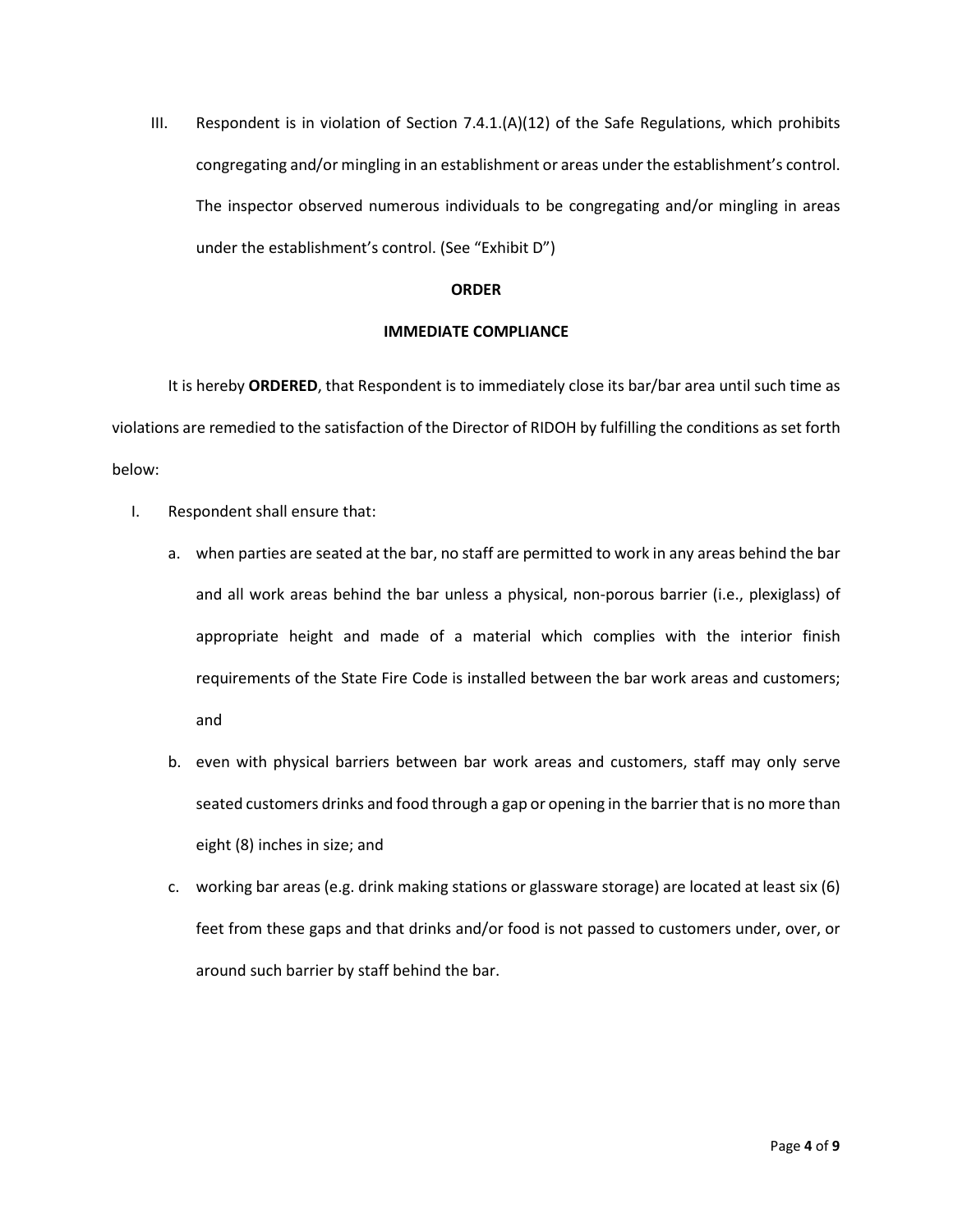III. Respondent is in violation of Section 7.4.1.(A)(12) of the Safe Regulations, which prohibits congregating and/or mingling in an establishment or areas under the establishment's control. The inspector observed numerous individuals to be congregating and/or mingling in areas under the establishment's control. (See "Exhibit D")

**ORDER**

**IMMEDIATE COMPLIANCE**

It is hereby **ORDERED**, that Respondent is to immediately close its bar/bar area until such time as violations are remedied to the satisfaction of the Director of RIDOH by fulfilling the conditions as set forth below:

I. Respondent shall ensure that:

   a. when parties are seated at the bar, no staff are permitted to work in any areas behind the bar and all work areas behind the bar unless a physical, non-porous barrier (i.e., plexiglass) of appropriate height and made of a material which complies with the interior finish requirements of the State Fire Code is installed between the bar work areas and customers; and

   b. even with physical barriers between bar work areas and customers, staff may only serve seated customers drinks and food through a gap or opening in the barrier that is no more than eight (8) inches in size; and

   c. working bar areas (e.g. drink making stations or glassware storage) are located at least six (6) feet from these gaps and that drinks and/or food is not passed to customers under, over, or around such barrier by staff behind the bar.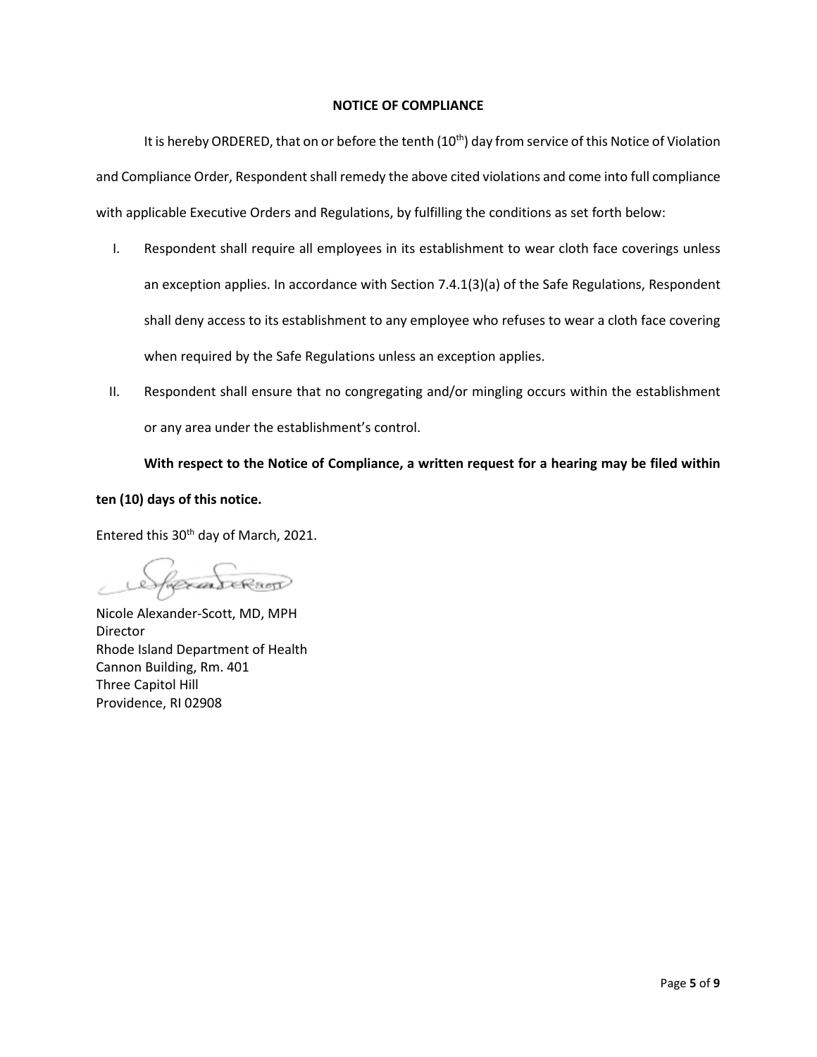**NOTICE OF COMPLIANCE**

It is hereby ORDERED, that on or before the tenth (10th) day from service of this Notice of Violation and Compliance Order, Respondent shall remedy the above cited violations and come into full compliance with applicable Executive Orders and Regulations, by fulfilling the conditions as set forth below:

I. Respondent shall require all employees in its establishment to wear cloth face coverings unless an exception applies. In accordance with Section 7.4.1(3)(a) of the Safe Regulations, Respondent shall deny access to its establishment to any employee who refuses to wear a cloth face covering when required by the Safe Regulations unless an exception applies.

II. Respondent shall ensure that no congregating and/or mingling occurs within the establishment or any area under the establishment's control.

**With respect to the Notice of Compliance, a written request for a hearing may be filed within ten (10) days of this notice.**

Entered this 30th day of March, 2021.

Nicole Alexander-Scott, MD, MPH
Director
Rhode Island Department of Health
Cannon Building, Rm. 401
Three Capitol Hill
Providence, RI 02908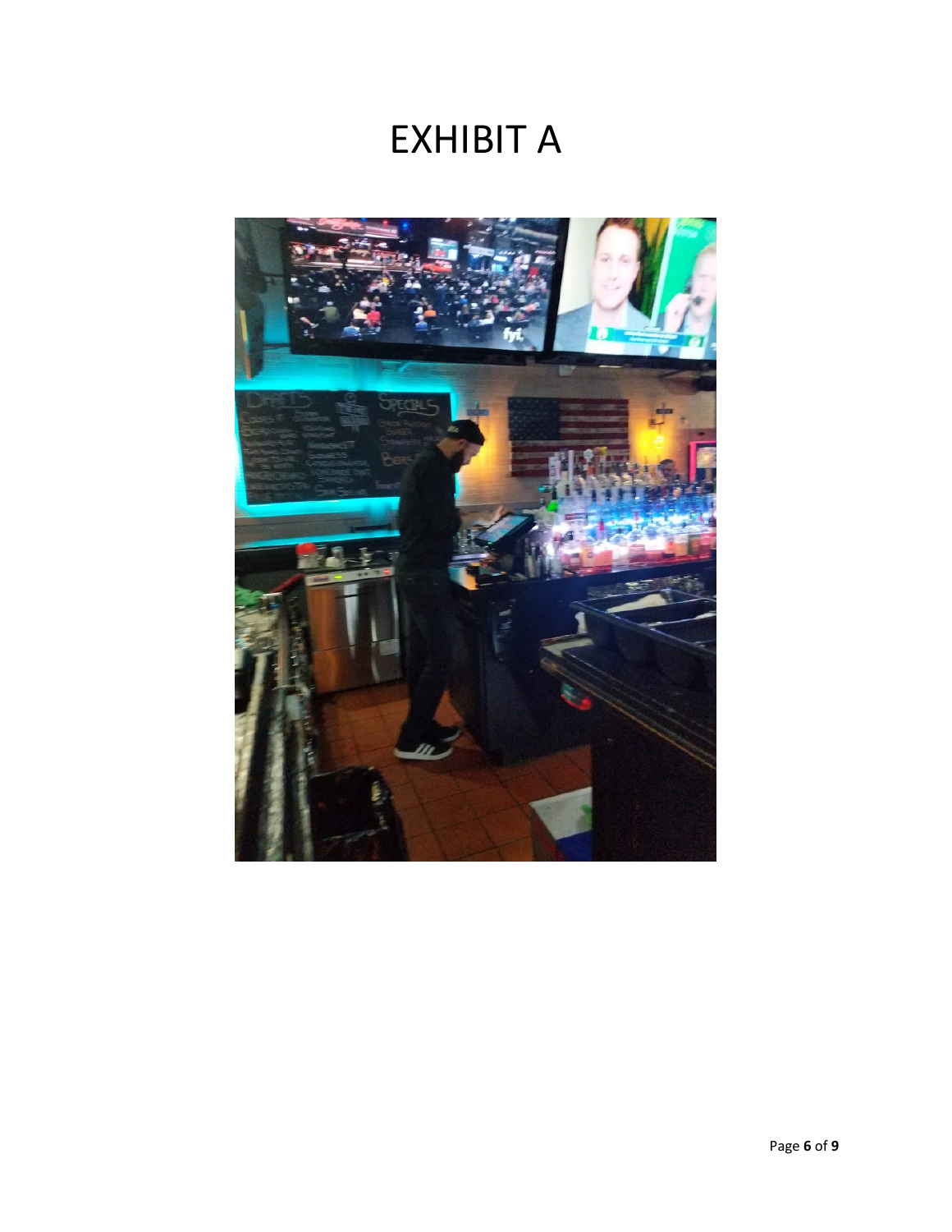# EXHIBIT A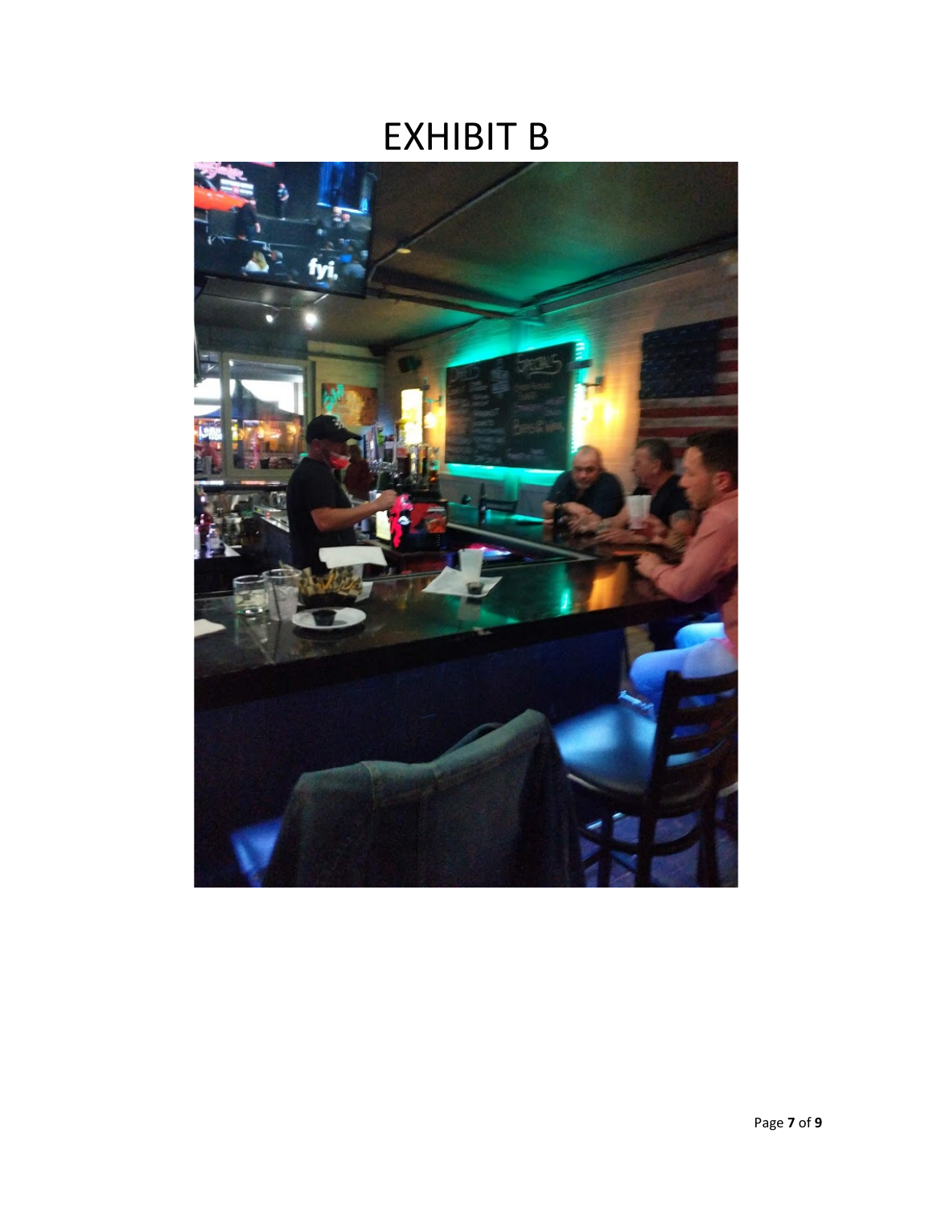# EXHIBIT B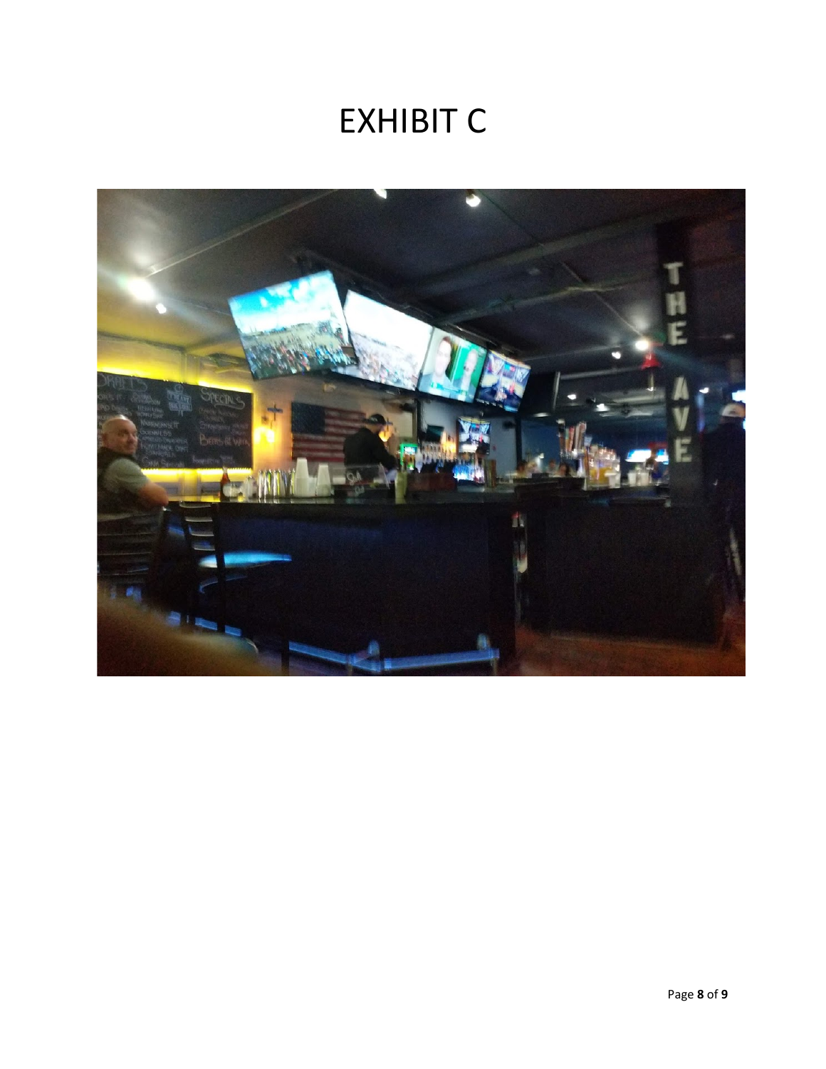# EXHIBIT C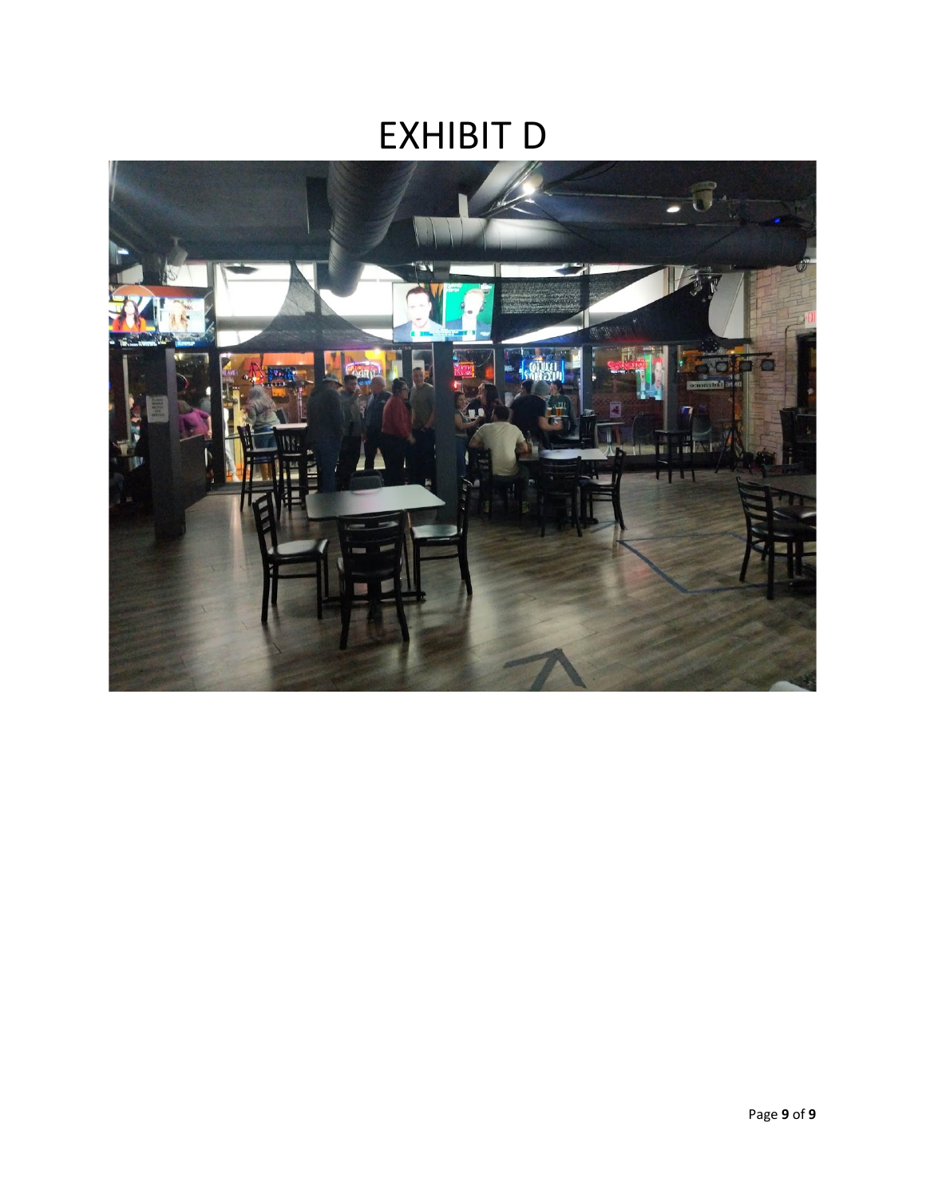# EXHIBIT D